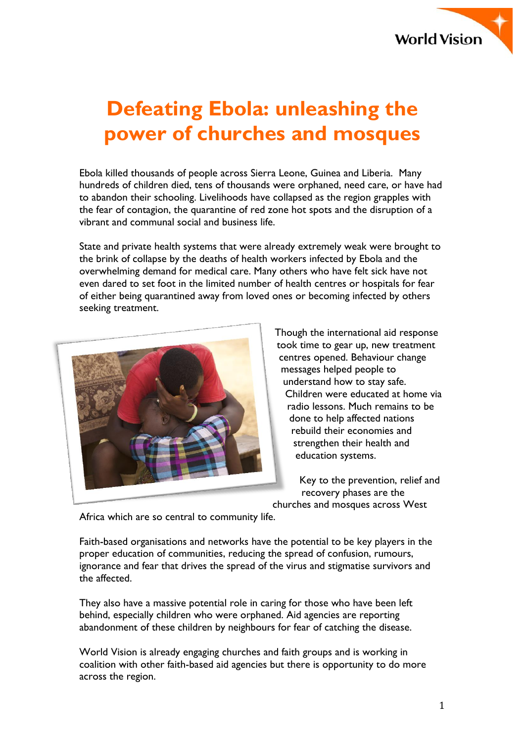# Defeating Ebola: unleashing the power of churches and mosques

Ebola killed thousands of people across Sierra Leone, Guinea and Liberia. Many hundreds of children died, tens of thousands were orphaned, need care, or have had to abandon their schooling. Livelihoods have collapsed as the region grapples with the fear of contagion, the quarantine of red zone hot spots and the disruption of a vibrant and communal social and business life.

State and private health systems that were already extremely weak were brought to the brink of collapse by the deaths of health workers infected by Ebola and the overwhelming demand for medical care. Many others who have felt sick have not even dared to set foot in the limited number of health centres or hospitals for fear of either being quarantined away from loved ones or becoming infected by others seeking treatment.

Though the international aid response took time to gear up, new treatment centres opened. Behaviour change messages helped people to understand how to stay safe. Children were educated at home via radio lessons. Much remains to be done to help affected nations rebuild their economies and strengthen their health and education systems.

Key to the prevention, relief and recovery phases are the churches and mosques across West Africa which are so central to community life.

Faith-based organisations and networks have the potential to be key players in the proper education of communities, reducing the spread of confusion, rumours, ignorance and fear that drives the spread of the virus and stigmatise survivors and the affected.

They also have a massive potential role in caring for those who have been left behind, especially children who were orphaned. Aid agencies are reporting abandonment of these children by neighbours for fear of catching the disease.

World Vision is already engaging churches and faith groups and is working in coalition with other faith-based aid agencies but there is opportunity to do more across the region.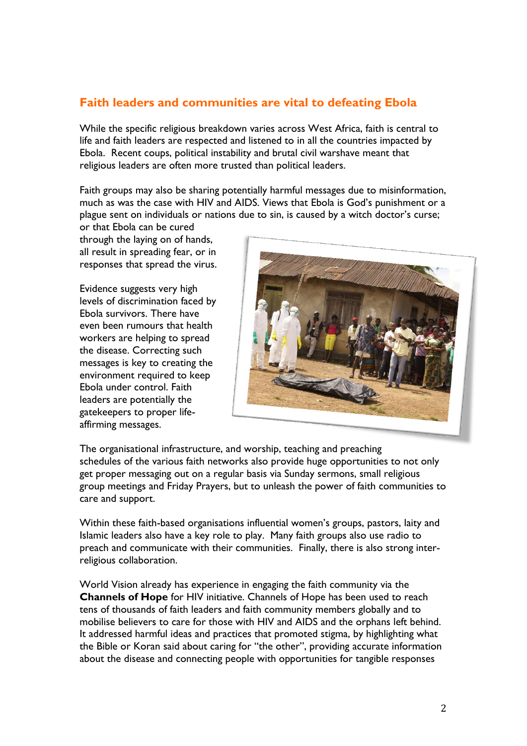## Faith leaders and communities are vital to defeating Ebola

While the specific religious breakdown varies across West Africa, faith is central to life and faith leaders are respected and listened to in all the countries impacted by Ebola. Recent coups, political instability and brutal civil warshave meant that religious leaders are often more trusted than political leaders.

Faith groups may also be sharing potentially harmful messages due to misinformation, much as was the case with HIV and AIDS. Views that Ebola is God's punishment or a plague sent on individuals or nations due to sin, is caused by a witch doctor's curse; or that Ebola can be cured through the laying on of hands, all result in spreading fear, or in responses that spread the virus.

Evidence suggests very high levels of discrimination faced by Ebola survivors. There have even been rumours that health workers are helping to spread the disease. Correcting such messages is key to creating the environment required to keep Ebola under control. Faith leaders are potentially the gatekeepers to proper life-affirming messages.

The organisational infrastructure, and worship, teaching and preaching schedules of the various faith networks also provide huge opportunities to not only get proper messaging out on a regular basis via Sunday sermons, small religious group meetings and Friday Prayers, but to unleash the power of faith communities to care and support.

Within these faith-based organisations influential women's groups, pastors, laity and Islamic leaders also have a key role to play. Many faith groups also use radio to preach and communicate with their communities. Finally, there is also strong inter-religious collaboration.

World Vision already has experience in engaging the faith community via the **Channels of Hope** for HIV initiative. Channels of Hope has been used to reach tens of thousands of faith leaders and faith community members globally and to mobilise believers to care for those with HIV and AIDS and the orphans left behind. It addressed harmful ideas and practices that promoted stigma, by highlighting what the Bible or Koran said about caring for "the other", providing accurate information about the disease and connecting people with opportunities for tangible responses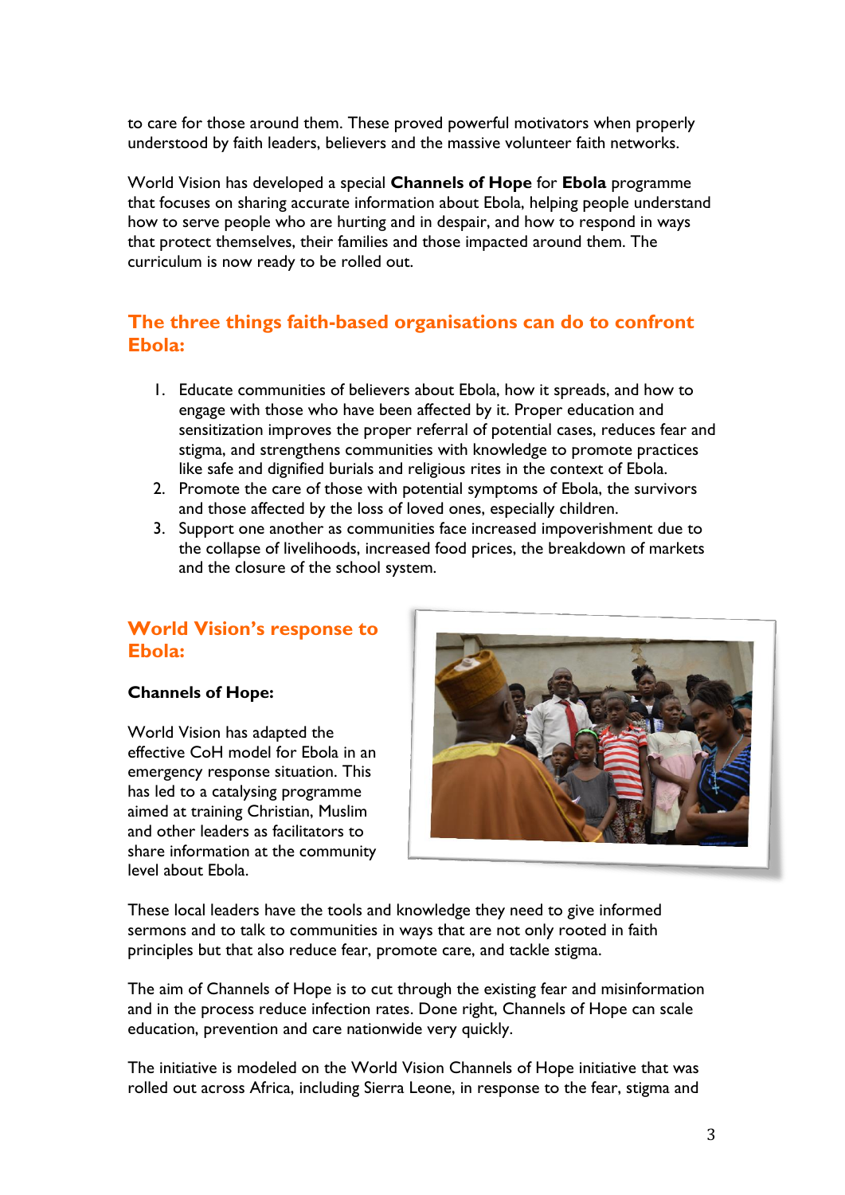to care for those around them. These proved powerful motivators when properly understood by faith leaders, believers and the massive volunteer faith networks.

World Vision has developed a special **Channels of Hope** for **Ebola** programme that focuses on sharing accurate information about Ebola, helping people understand how to serve people who are hurting and in despair, and how to respond in ways that protect themselves, their families and those impacted around them. The curriculum is now ready to be rolled out.

## The three things faith-based organisations can do to confront Ebola:

1. Educate communities of believers about Ebola, how it spreads, and how to engage with those who have been affected by it. Proper education and sensitization improves the proper referral of potential cases, reduces fear and stigma, and strengthens communities with knowledge to promote practices like safe and dignified burials and religious rites in the context of Ebola.
2. Promote the care of those with potential symptoms of Ebola, the survivors and those affected by the loss of loved ones, especially children.
3. Support one another as communities face increased impoverishment due to the collapse of livelihoods, increased food prices, the breakdown of markets and the closure of the school system.

## World Vision's response to Ebola:

**Channels of Hope:**

World Vision has adapted the effective CoH model for Ebola in an emergency response situation. This has led to a catalysing programme aimed at training Christian, Muslim and other leaders as facilitators to share information at the community level about Ebola.

These local leaders have the tools and knowledge they need to give informed sermons and to talk to communities in ways that are not only rooted in faith principles but that also reduce fear, promote care, and tackle stigma.

The aim of Channels of Hope is to cut through the existing fear and misinformation and in the process reduce infection rates. Done right, Channels of Hope can scale education, prevention and care nationwide very quickly.

The initiative is modeled on the World Vision Channels of Hope initiative that was rolled out across Africa, including Sierra Leone, in response to the fear, stigma and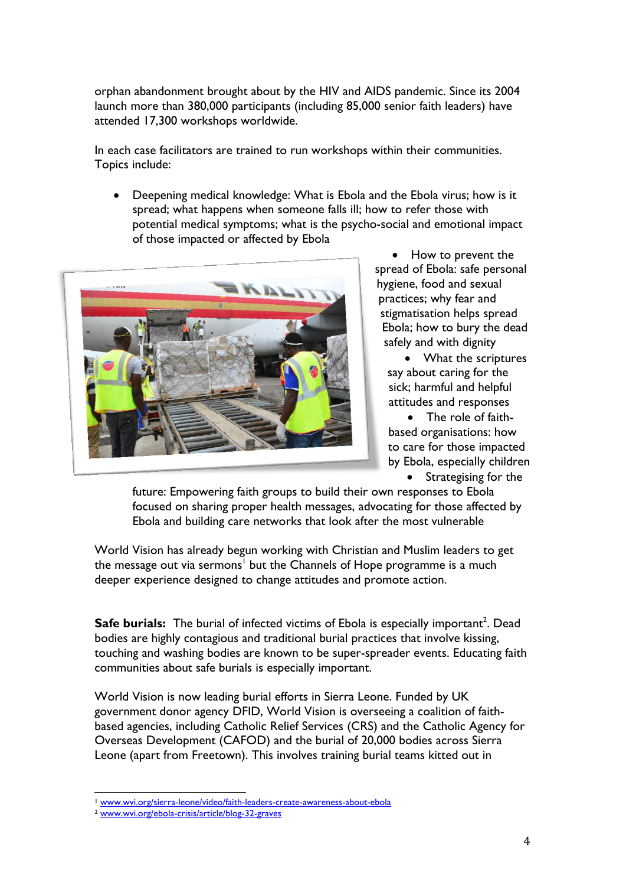orphan abandonment brought about by the HIV and AIDS pandemic. Since its 2004 launch more than 380,000 participants (including 85,000 senior faith leaders) have attended 17,300 workshops worldwide.

In each case facilitators are trained to run workshops within their communities. Topics include:

- Deepening medical knowledge: What is Ebola and the Ebola virus; how is it spread; what happens when someone falls ill; how to refer those with potential medical symptoms; what is the psycho-social and emotional impact of those impacted or affected by Ebola
- How to prevent the spread of Ebola: safe personal hygiene, food and sexual practices; why fear and stigmatisation helps spread Ebola; how to bury the dead safely and with dignity
- What the scriptures say about caring for the sick; harmful and helpful attitudes and responses
- The role of faith-based organisations: how to care for those impacted by Ebola, especially children
- Strategising for the future: Empowering faith groups to build their own responses to Ebola focused on sharing proper health messages, advocating for those affected by Ebola and building care networks that look after the most vulnerable

World Vision has already begun working with Christian and Muslim leaders to get the message out via sermons[1] but the Channels of Hope programme is a much deeper experience designed to change attitudes and promote action.

**Safe burials:** The burial of infected victims of Ebola is especially important[2]. Dead bodies are highly contagious and traditional burial practices that involve kissing, touching and washing bodies are known to be super-spreader events. Educating faith communities about safe burials is especially important.

World Vision is now leading burial efforts in Sierra Leone. Funded by UK government donor agency DFID, World Vision is overseeing a coalition of faith-based agencies, including Catholic Relief Services (CRS) and the Catholic Agency for Overseas Development (CAFOD) and the burial of 20,000 bodies across Sierra Leone (apart from Freetown). This involves training burial teams kitted out in

[1] www.wvi.org/sierra-leone/video/faith-leaders-create-awareness-about-ebola

[2] www.wvi.org/ebola-crisis/article/blog-32-graves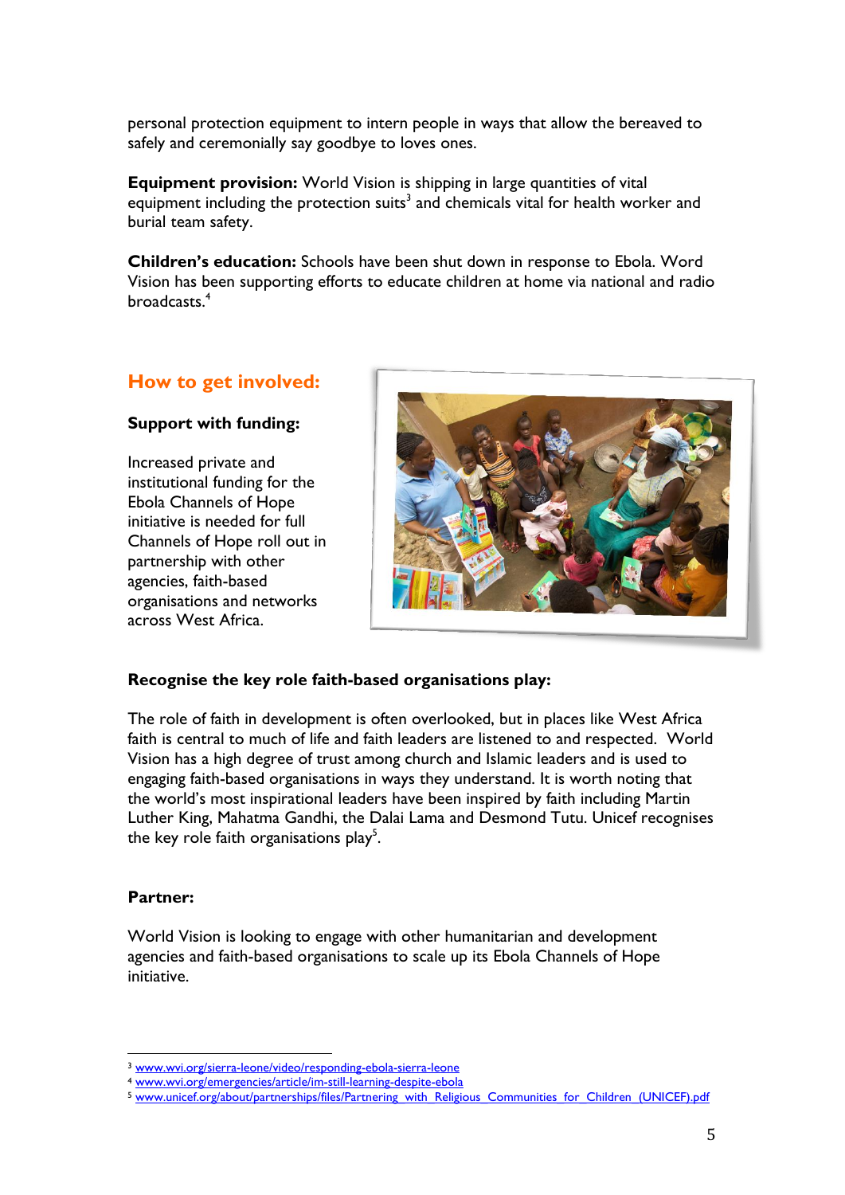personal protection equipment to intern people in ways that allow the bereaved to safely and ceremonially say goodbye to loves ones.

**Equipment provision:** World Vision is shipping in large quantities of vital equipment including the protection suits[3] and chemicals vital for health worker and burial team safety.

**Children's education:** Schools have been shut down in response to Ebola. Word Vision has been supporting efforts to educate children at home via national and radio broadcasts.[4]

## How to get involved:

**Support with funding:**

Increased private and institutional funding for the Ebola Channels of Hope initiative is needed for full Channels of Hope roll out in partnership with other agencies, faith-based organisations and networks across West Africa.

**Recognise the key role faith-based organisations play:**

The role of faith in development is often overlooked, but in places like West Africa faith is central to much of life and faith leaders are listened to and respected. World Vision has a high degree of trust among church and Islamic leaders and is used to engaging faith-based organisations in ways they understand. It is worth noting that the world's most inspirational leaders have been inspired by faith including Martin Luther King, Mahatma Gandhi, the Dalai Lama and Desmond Tutu. Unicef recognises the key role faith organisations play[5].

**Partner:**

World Vision is looking to engage with other humanitarian and development agencies and faith-based organisations to scale up its Ebola Channels of Hope initiative.

---

[3] www.wvi.org/sierra-leone/video/responding-ebola-sierra-leone

[4] www.wvi.org/emergencies/article/im-still-learning-despite-ebola

[5] www.unicef.org/about/partnerships/files/Partnering_with_Religious_Communities_for_Children_(UNICEF).pdf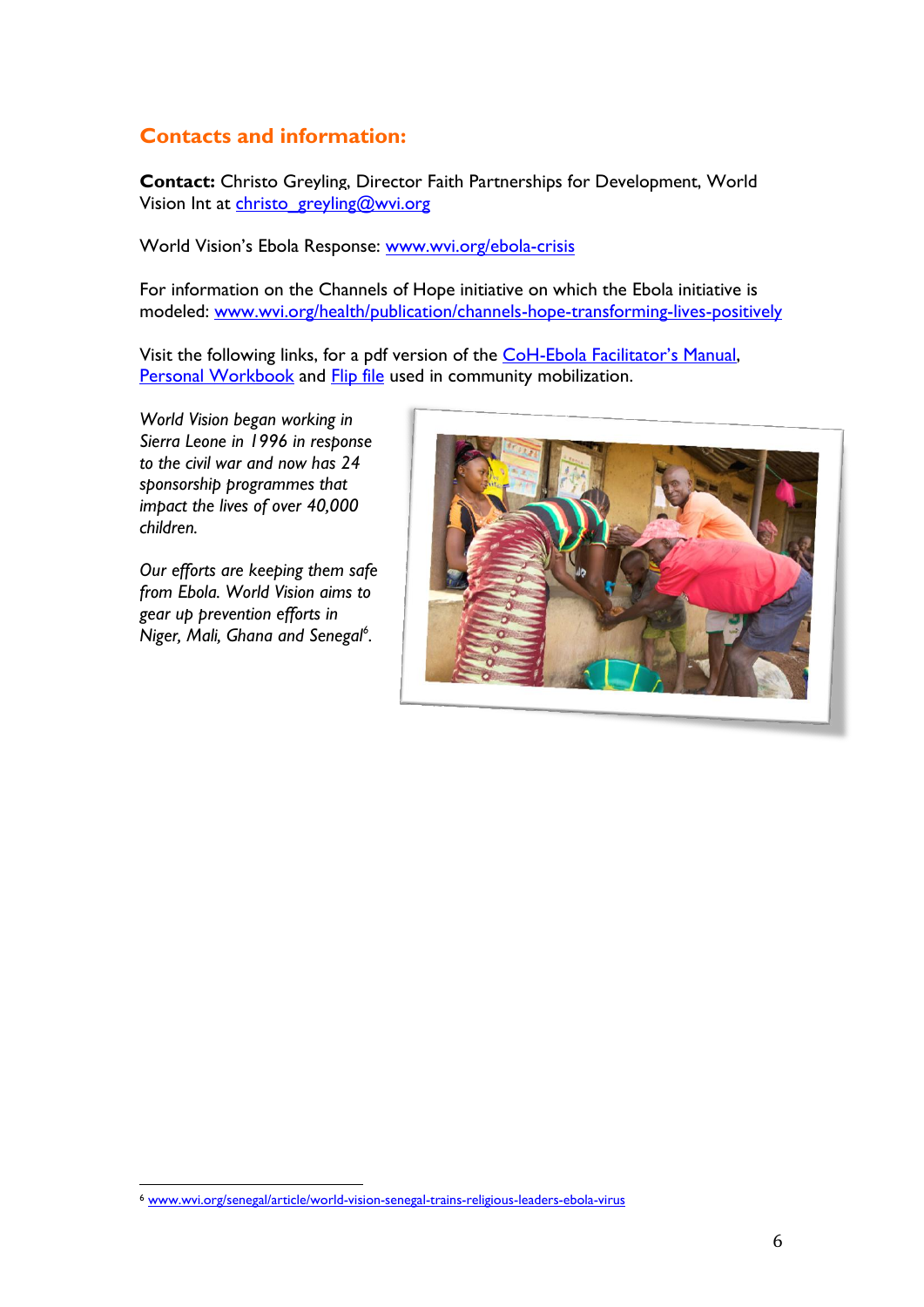## Contacts and information:

**Contact:** Christo Greyling, Director Faith Partnerships for Development, World Vision Int at christo_greyling@wvi.org

World Vision's Ebola Response: www.wvi.org/ebola-crisis

For information on the Channels of Hope initiative on which the Ebola initiative is modeled: www.wvi.org/health/publication/channels-hope-transforming-lives-positively

Visit the following links, for a pdf version of the CoH-Ebola Facilitator's Manual, Personal Workbook and Flip file used in community mobilization.

*World Vision began working in Sierra Leone in 1996 in response to the civil war and now has 24 sponsorship programmes that impact the lives of over 40,000 children.*

*Our efforts are keeping them safe from Ebola. World Vision aims to gear up prevention efforts in Niger, Mali, Ghana and Senegal*[6]*.*

[6] www.wvi.org/senegal/article/world-vision-senegal-trains-religious-leaders-ebola-virus